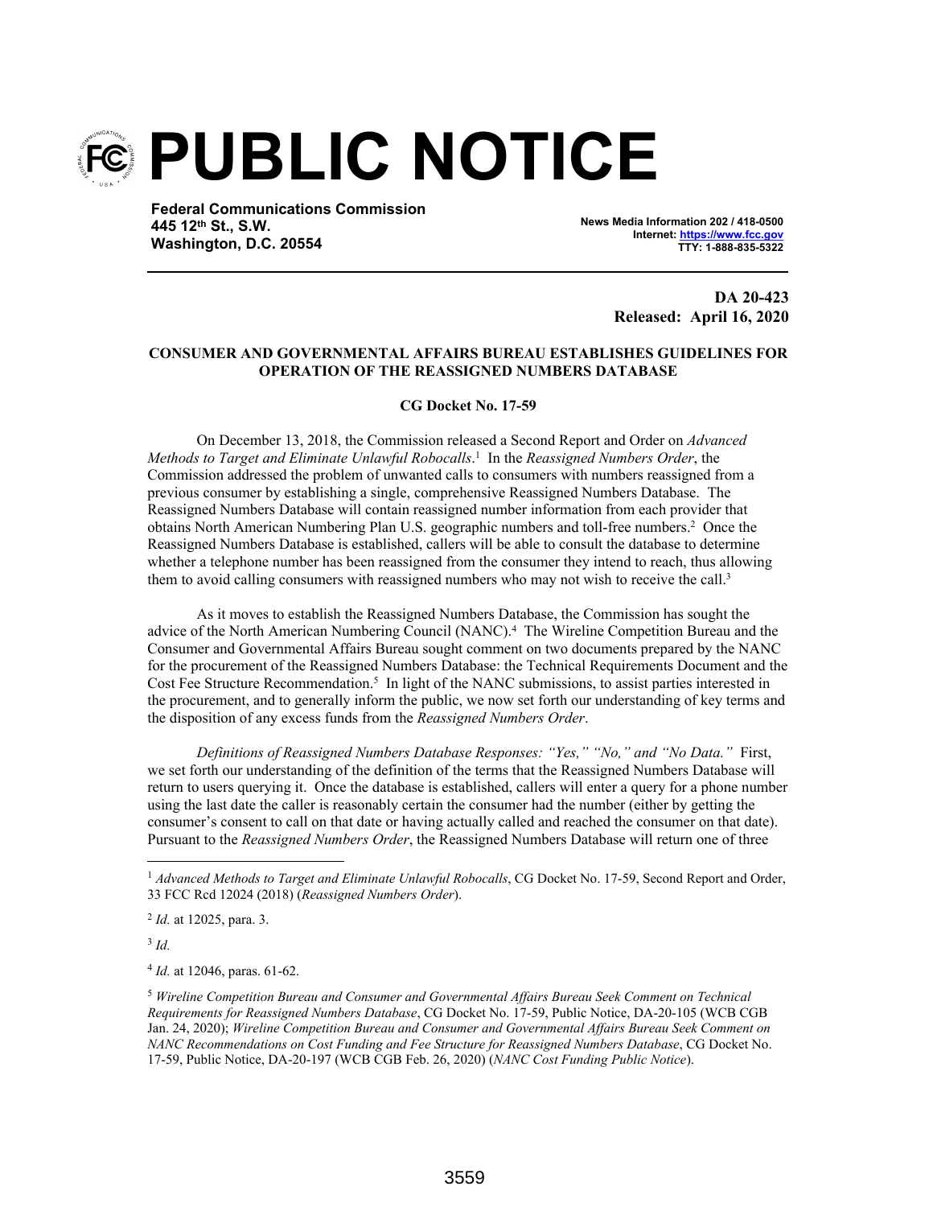# PUBLIC NOTICE

**Federal Communications Commission**
**445 12th St., S.W.**
**Washington, D.C. 20554**

**News Media Information 202 / 418-0500**
**Internet: https://www.fcc.gov**
**TTY: 1-888-835-5322**

**DA 20-423**
**Released: April 16, 2020**

**CONSUMER AND GOVERNMENTAL AFFAIRS BUREAU ESTABLISHES GUIDELINES FOR OPERATION OF THE REASSIGNED NUMBERS DATABASE**

**CG Docket No. 17-59**

On December 13, 2018, the Commission released a Second Report and Order on *Advanced Methods to Target and Eliminate Unlawful Robocalls*.[1] In the *Reassigned Numbers Order*, the Commission addressed the problem of unwanted calls to consumers with numbers reassigned from a previous consumer by establishing a single, comprehensive Reassigned Numbers Database. The Reassigned Numbers Database will contain reassigned number information from each provider that obtains North American Numbering Plan U.S. geographic numbers and toll-free numbers.[2] Once the Reassigned Numbers Database is established, callers will be able to consult the database to determine whether a telephone number has been reassigned from the consumer they intend to reach, thus allowing them to avoid calling consumers with reassigned numbers who may not wish to receive the call.[3]

As it moves to establish the Reassigned Numbers Database, the Commission has sought the advice of the North American Numbering Council (NANC).[4] The Wireline Competition Bureau and the Consumer and Governmental Affairs Bureau sought comment on two documents prepared by the NANC for the procurement of the Reassigned Numbers Database: the Technical Requirements Document and the Cost Fee Structure Recommendation.[5] In light of the NANC submissions, to assist parties interested in the procurement, and to generally inform the public, we now set forth our understanding of key terms and the disposition of any excess funds from the *Reassigned Numbers Order*.

*Definitions of Reassigned Numbers Database Responses: "Yes," "No," and "No Data."* First, we set forth our understanding of the definition of the terms that the Reassigned Numbers Database will return to users querying it. Once the database is established, callers will enter a query for a phone number using the last date the caller is reasonably certain the consumer had the number (either by getting the consumer's consent to call on that date or having actually called and reached the consumer on that date). Pursuant to the *Reassigned Numbers Order*, the Reassigned Numbers Database will return one of three

---

[1] *Advanced Methods to Target and Eliminate Unlawful Robocalls*, CG Docket No. 17-59, Second Report and Order, 33 FCC Rcd 12024 (2018) (*Reassigned Numbers Order*).

[2] *Id.* at 12025, para. 3.

[3] *Id.*

[4] *Id.* at 12046, paras. 61-62.

[5] *Wireline Competition Bureau and Consumer and Governmental Affairs Bureau Seek Comment on Technical Requirements for Reassigned Numbers Database*, CG Docket No. 17-59, Public Notice, DA-20-105 (WCB CGB Jan. 24, 2020); *Wireline Competition Bureau and Consumer and Governmental Affairs Bureau Seek Comment on NANC Recommendations on Cost Funding and Fee Structure for Reassigned Numbers Database*, CG Docket No. 17-59, Public Notice, DA-20-197 (WCB CGB Feb. 26, 2020) (*NANC Cost Funding Public Notice*).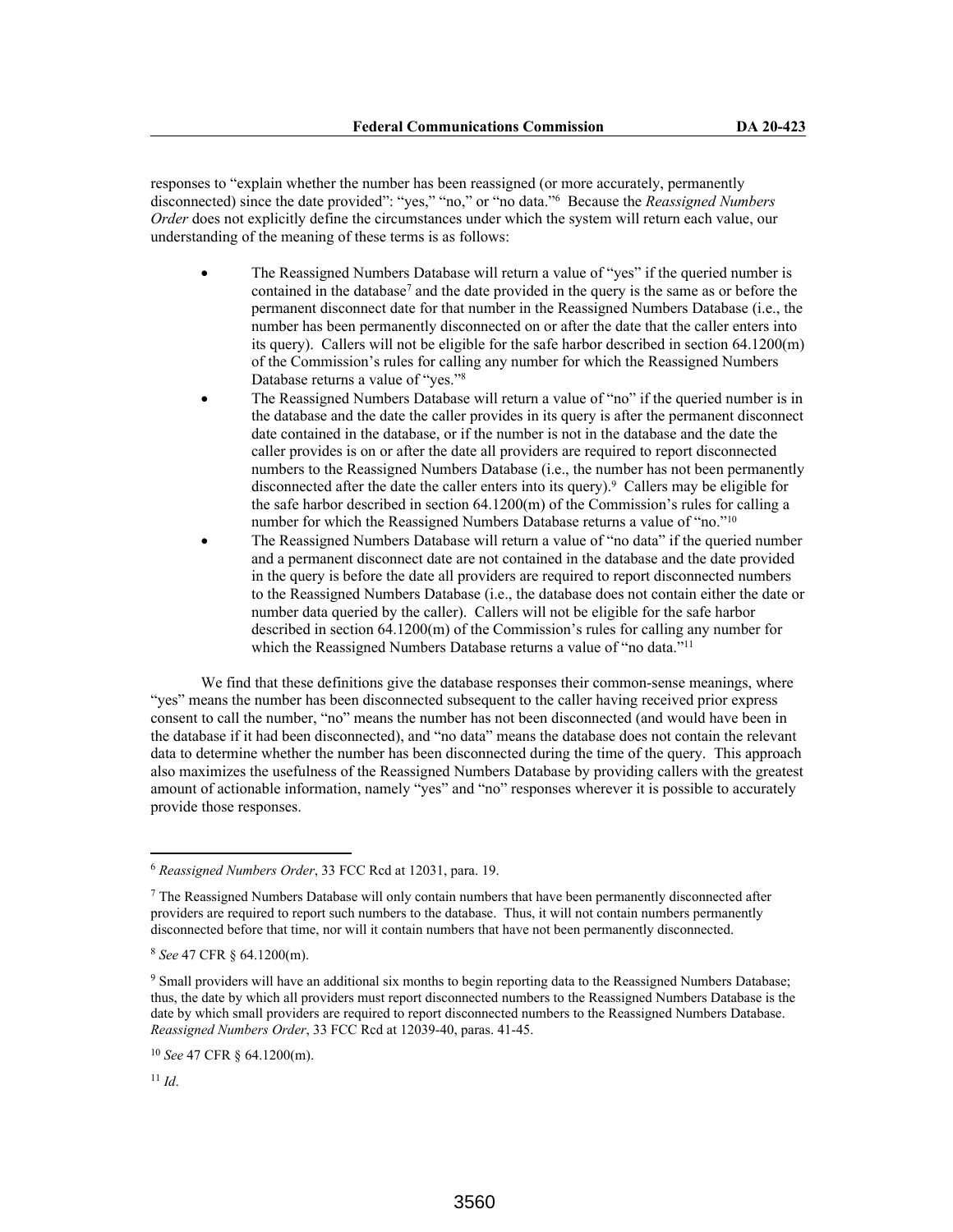responses to "explain whether the number has been reassigned (or more accurately, permanently disconnected) since the date provided": "yes," "no," or "no data."[6] Because the *Reassigned Numbers Order* does not explicitly define the circumstances under which the system will return each value, our understanding of the meaning of these terms is as follows:

- The Reassigned Numbers Database will return a value of "yes" if the queried number is contained in the database[7] and the date provided in the query is the same as or before the permanent disconnect date for that number in the Reassigned Numbers Database (i.e., the number has been permanently disconnected on or after the date that the caller enters into its query). Callers will not be eligible for the safe harbor described in section 64.1200(m) of the Commission's rules for calling any number for which the Reassigned Numbers Database returns a value of "yes."[8]
- The Reassigned Numbers Database will return a value of "no" if the queried number is in the database and the date the caller provides in its query is after the permanent disconnect date contained in the database, or if the number is not in the database and the date the caller provides is on or after the date all providers are required to report disconnected numbers to the Reassigned Numbers Database (i.e., the number has not been permanently disconnected after the date the caller enters into its query).[9] Callers may be eligible for the safe harbor described in section 64.1200(m) of the Commission's rules for calling a number for which the Reassigned Numbers Database returns a value of "no."[10]
- The Reassigned Numbers Database will return a value of "no data" if the queried number and a permanent disconnect date are not contained in the database and the date provided in the query is before the date all providers are required to report disconnected numbers to the Reassigned Numbers Database (i.e., the database does not contain either the date or number data queried by the caller). Callers will not be eligible for the safe harbor described in section 64.1200(m) of the Commission's rules for calling any number for which the Reassigned Numbers Database returns a value of "no data."[11]

We find that these definitions give the database responses their common-sense meanings, where "yes" means the number has been disconnected subsequent to the caller having received prior express consent to call the number, "no" means the number has not been disconnected (and would have been in the database if it had been disconnected), and "no data" means the database does not contain the relevant data to determine whether the number has been disconnected during the time of the query. This approach also maximizes the usefulness of the Reassigned Numbers Database by providing callers with the greatest amount of actionable information, namely "yes" and "no" responses wherever it is possible to accurately provide those responses.

---

[6] *Reassigned Numbers Order*, 33 FCC Rcd at 12031, para. 19.

[7] The Reassigned Numbers Database will only contain numbers that have been permanently disconnected after providers are required to report such numbers to the database. Thus, it will not contain numbers permanently disconnected before that time, nor will it contain numbers that have not been permanently disconnected.

[8] *See* 47 CFR § 64.1200(m).

[9] Small providers will have an additional six months to begin reporting data to the Reassigned Numbers Database; thus, the date by which all providers must report disconnected numbers to the Reassigned Numbers Database is the date by which small providers are required to report disconnected numbers to the Reassigned Numbers Database. *Reassigned Numbers Order*, 33 FCC Rcd at 12039-40, paras. 41-45.

[10] *See* 47 CFR § 64.1200(m).

[11] *Id*.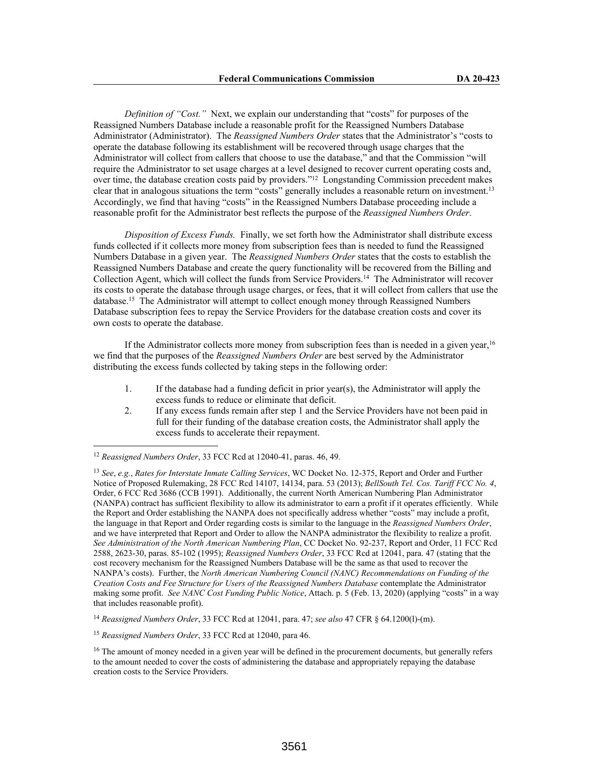*Definition of "Cost."* Next, we explain our understanding that "costs" for purposes of the Reassigned Numbers Database include a reasonable profit for the Reassigned Numbers Database Administrator (Administrator). The *Reassigned Numbers Order* states that the Administrator's "costs to operate the database following its establishment will be recovered through usage charges that the Administrator will collect from callers that choose to use the database," and that the Commission "will require the Administrator to set usage charges at a level designed to recover current operating costs and, over time, the database creation costs paid by providers."[12] Longstanding Commission precedent makes clear that in analogous situations the term "costs" generally includes a reasonable return on investment.[13] Accordingly, we find that having "costs" in the Reassigned Numbers Database proceeding include a reasonable profit for the Administrator best reflects the purpose of the *Reassigned Numbers Order*.

*Disposition of Excess Funds.* Finally, we set forth how the Administrator shall distribute excess funds collected if it collects more money from subscription fees than is needed to fund the Reassigned Numbers Database in a given year. The *Reassigned Numbers Order* states that the costs to establish the Reassigned Numbers Database and create the query functionality will be recovered from the Billing and Collection Agent, which will collect the funds from Service Providers.[14] The Administrator will recover its costs to operate the database through usage charges, or fees, that it will collect from callers that use the database.[15] The Administrator will attempt to collect enough money through Reassigned Numbers Database subscription fees to repay the Service Providers for the database creation costs and cover its own costs to operate the database.

If the Administrator collects more money from subscription fees than is needed in a given year,[16] we find that the purposes of the *Reassigned Numbers Order* are best served by the Administrator distributing the excess funds collected by taking steps in the following order:

1. If the database had a funding deficit in prior year(s), the Administrator will apply the excess funds to reduce or eliminate that deficit.
2. If any excess funds remain after step 1 and the Service Providers have not been paid in full for their funding of the database creation costs, the Administrator shall apply the excess funds to accelerate their repayment.

---

[12] *Reassigned Numbers Order*, 33 FCC Rcd at 12040-41, paras. 46, 49.

[13] *See*, *e.g.*, *Rates for Interstate Inmate Calling Services*, WC Docket No. 12-375, Report and Order and Further Notice of Proposed Rulemaking, 28 FCC Rcd 14107, 14134, para. 53 (2013); *BellSouth Tel. Cos. Tariff FCC No. 4*, Order, 6 FCC Rcd 3686 (CCB 1991). Additionally, the current North American Numbering Plan Administrator (NANPA) contract has sufficient flexibility to allow its administrator to earn a profit if it operates efficiently. While the Report and Order establishing the NANPA does not specifically address whether "costs" may include a profit, the language in that Report and Order regarding costs is similar to the language in the *Reassigned Numbers Order*, and we have interpreted that Report and Order to allow the NANPA administrator the flexibility to realize a profit. *See Administration of the North American Numbering Plan*, CC Docket No. 92-237, Report and Order, 11 FCC Rcd 2588, 2623-30, paras. 85-102 (1995); *Reassigned Numbers Order*, 33 FCC Rcd at 12041, para. 47 (stating that the cost recovery mechanism for the Reassigned Numbers Database will be the same as that used to recover the NANPA's costs). Further, the *North American Numbering Council (NANC) Recommendations on Funding of the Creation Costs and Fee Structure for Users of the Reassigned Numbers Database* contemplate the Administrator making some profit. *See NANC Cost Funding Public Notice*, Attach. p. 5 (Feb. 13, 2020) (applying "costs" in a way that includes reasonable profit).

[14] *Reassigned Numbers Order*, 33 FCC Rcd at 12041, para. 47; *see also* 47 CFR § 64.1200(l)-(m).

[15] *Reassigned Numbers Order*, 33 FCC Rcd at 12040, para 46.

[16] The amount of money needed in a given year will be defined in the procurement documents, but generally refers to the amount needed to cover the costs of administering the database and appropriately repaying the database creation costs to the Service Providers.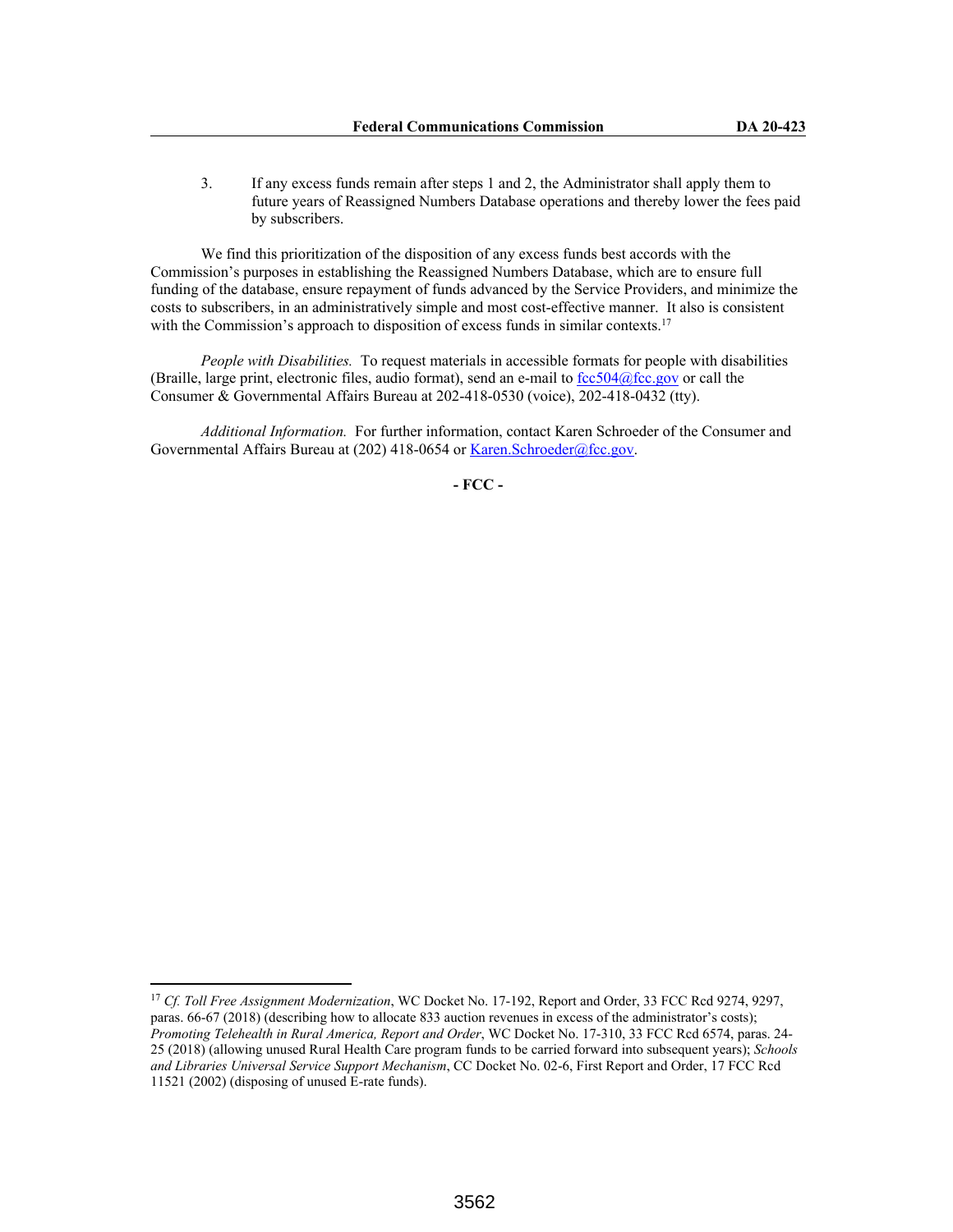3. If any excess funds remain after steps 1 and 2, the Administrator shall apply them to future years of Reassigned Numbers Database operations and thereby lower the fees paid by subscribers.

We find this prioritization of the disposition of any excess funds best accords with the Commission's purposes in establishing the Reassigned Numbers Database, which are to ensure full funding of the database, ensure repayment of funds advanced by the Service Providers, and minimize the costs to subscribers, in an administratively simple and most cost-effective manner. It also is consistent with the Commission's approach to disposition of excess funds in similar contexts.[17]

*People with Disabilities.* To request materials in accessible formats for people with disabilities (Braille, large print, electronic files, audio format), send an e-mail to fcc504@fcc.gov or call the Consumer & Governmental Affairs Bureau at 202-418-0530 (voice), 202-418-0432 (tty).

*Additional Information.* For further information, contact Karen Schroeder of the Consumer and Governmental Affairs Bureau at (202) 418-0654 or Karen.Schroeder@fcc.gov.

**- FCC -**

---

[17] *Cf. Toll Free Assignment Modernization*, WC Docket No. 17-192, Report and Order, 33 FCC Rcd 9274, 9297, paras. 66-67 (2018) (describing how to allocate 833 auction revenues in excess of the administrator's costs); *Promoting Telehealth in Rural America, Report and Order*, WC Docket No. 17-310, 33 FCC Rcd 6574, paras. 24-25 (2018) (allowing unused Rural Health Care program funds to be carried forward into subsequent years); *Schools and Libraries Universal Service Support Mechanism*, CC Docket No. 02-6, First Report and Order, 17 FCC Rcd 11521 (2002) (disposing of unused E-rate funds).